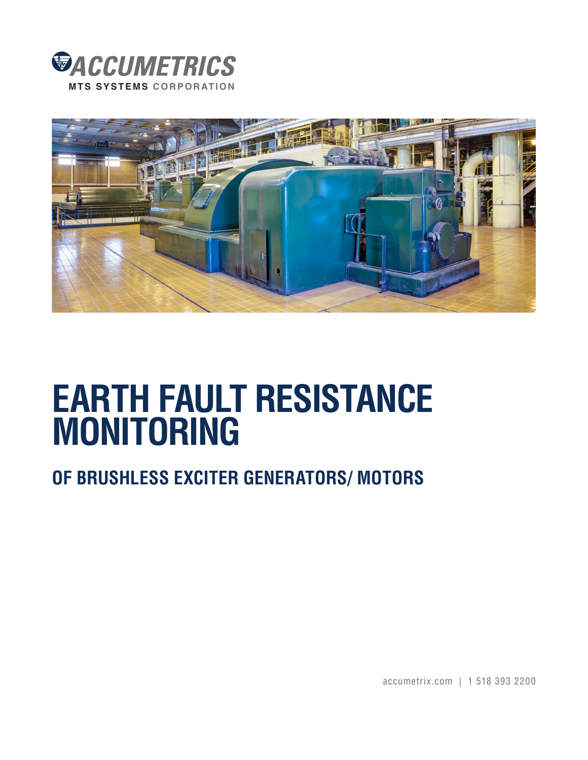ACCUMETRICS

MTS SYSTEMS CORPORATION

# EARTH FAULT RESISTANCE MONITORING

## OF BRUSHLESS EXCITER GENERATORS/ MOTORS

accumetrix.com | 1 518 393 2200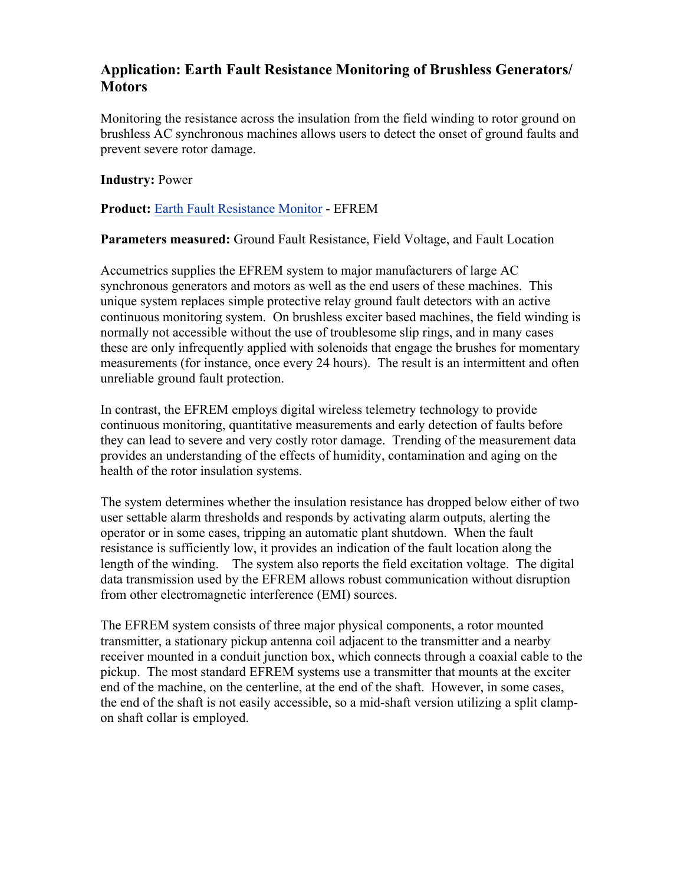## Application: Earth Fault Resistance Monitoring of Brushless Generators/ Motors

Monitoring the resistance across the insulation from the field winding to rotor ground on brushless AC synchronous machines allows users to detect the onset of ground faults and prevent severe rotor damage.

**Industry:** Power

**Product:** [Earth Fault Resistance Monitor]() - EFREM

**Parameters measured:** Ground Fault Resistance, Field Voltage, and Fault Location

Accumetrics supplies the EFREM system to major manufacturers of large AC synchronous generators and motors as well as the end users of these machines. This unique system replaces simple protective relay ground fault detectors with an active continuous monitoring system. On brushless exciter based machines, the field winding is normally not accessible without the use of troublesome slip rings, and in many cases these are only infrequently applied with solenoids that engage the brushes for momentary measurements (for instance, once every 24 hours). The result is an intermittent and often unreliable ground fault protection.

In contrast, the EFREM employs digital wireless telemetry technology to provide continuous monitoring, quantitative measurements and early detection of faults before they can lead to severe and very costly rotor damage. Trending of the measurement data provides an understanding of the effects of humidity, contamination and aging on the health of the rotor insulation systems.

The system determines whether the insulation resistance has dropped below either of two user settable alarm thresholds and responds by activating alarm outputs, alerting the operator or in some cases, tripping an automatic plant shutdown. When the fault resistance is sufficiently low, it provides an indication of the fault location along the length of the winding. The system also reports the field excitation voltage. The digital data transmission used by the EFREM allows robust communication without disruption from other electromagnetic interference (EMI) sources.

The EFREM system consists of three major physical components, a rotor mounted transmitter, a stationary pickup antenna coil adjacent to the transmitter and a nearby receiver mounted in a conduit junction box, which connects through a coaxial cable to the pickup. The most standard EFREM systems use a transmitter that mounts at the exciter end of the machine, on the centerline, at the end of the shaft. However, in some cases, the end of the shaft is not easily accessible, so a mid-shaft version utilizing a split clamp-on shaft collar is employed.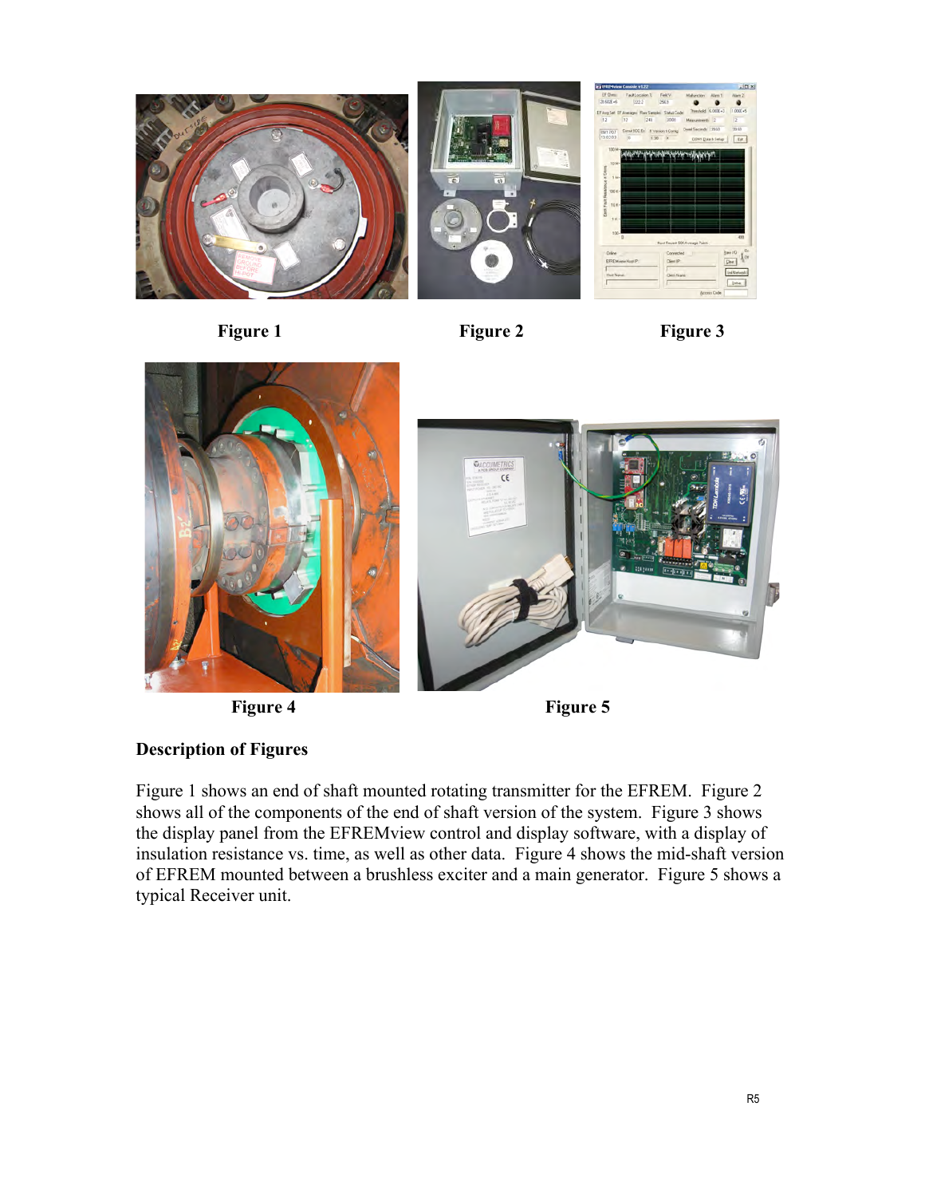Figure 1

Figure 2

Figure 3

Figure 4

Figure 5

**Description of Figures**

Figure 1 shows an end of shaft mounted rotating transmitter for the EFREM. Figure 2 shows all of the components of the end of shaft version of the system. Figure 3 shows the display panel from the EFREMview control and display software, with a display of insulation resistance vs. time, as well as other data. Figure 4 shows the mid-shaft version of EFREM mounted between a brushless exciter and a main generator. Figure 5 shows a typical Receiver unit.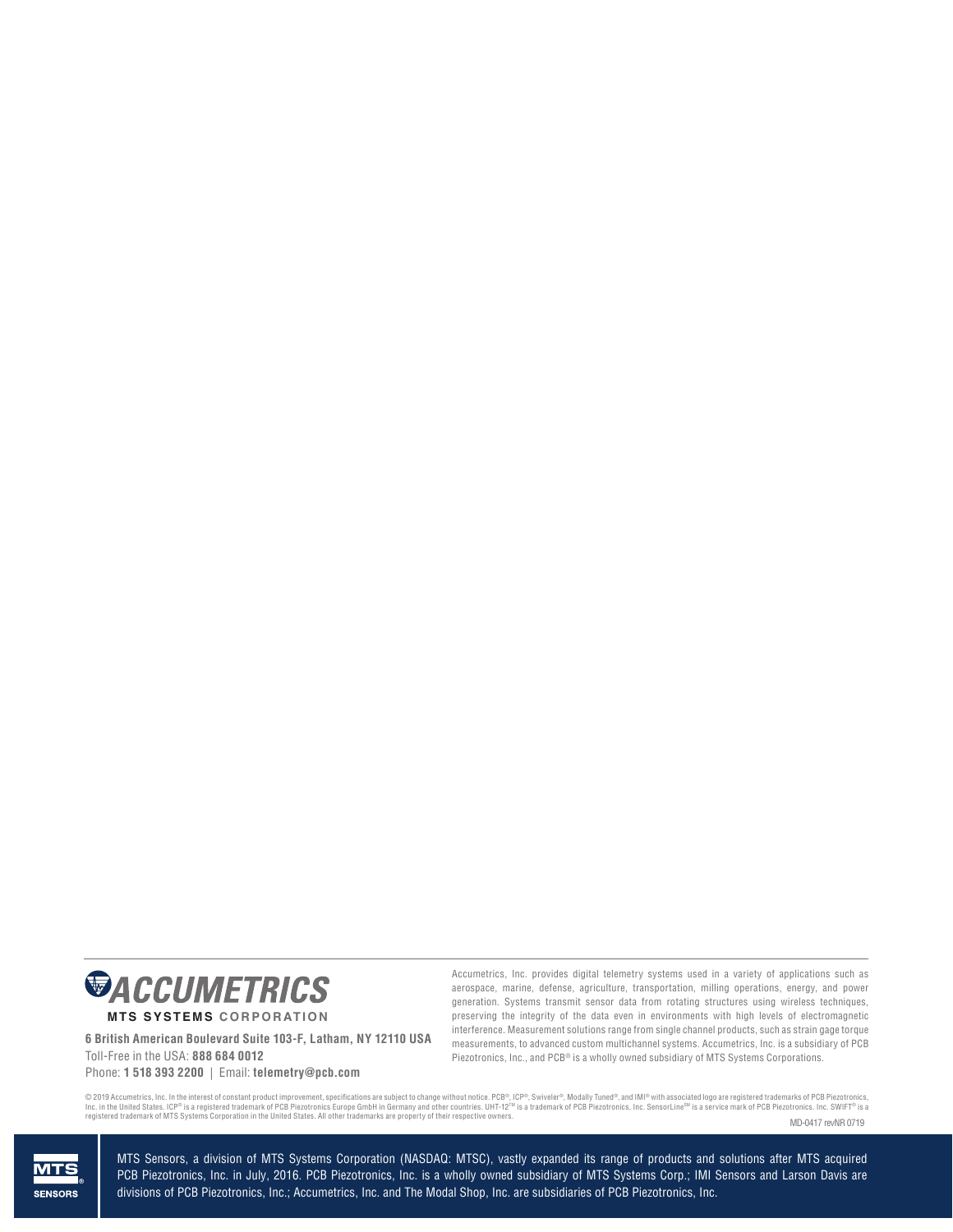**ACCUMETRICS**
**MTS SYSTEMS CORPORATION**

**6 British American Boulevard Suite 103-F, Latham, NY 12110 USA**
Toll-Free in the USA: **888 684 0012**
Phone: **1 518 393 2200** | Email: **telemetry@pcb.com**

Accumetrics, Inc. provides digital telemetry systems used in a variety of applications such as aerospace, marine, defense, agriculture, transportation, milling operations, energy, and power generation. Systems transmit sensor data from rotating structures using wireless techniques, preserving the integrity of the data even in environments with high levels of electromagnetic interference. Measurement solutions range from single channel products, such as strain gage torque measurements, to advanced custom multichannel systems. Accumetrics, Inc. is a subsidiary of PCB Piezotronics, Inc., and PCB® is a wholly owned subsidiary of MTS Systems Corporations.

© 2019 Accumetrics, Inc. In the interest of constant product improvement, specifications are subject to change without notice. PCB®, ICP®, Swiveler®, Modally Tuned®, and IMI® with associated logo are registered trademarks of PCB Piezotronics, Inc. in the United States. ICP® is a registered trademark of PCB Piezotronics Europe GmbH in Germany and other countries. UHT-12™ is a trademark of PCB Piezotronics, Inc. SensorLine℠ is a service mark of PCB Piezotronics. Inc. SWIFT® is a registered trademark of MTS Systems Corporation in the United States. All other trademarks are property of their respective owners.

MD-0417 revNR 0719

**MTS SENSORS**

MTS Sensors, a division of MTS Systems Corporation (NASDAQ: MTSC), vastly expanded its range of products and solutions after MTS acquired PCB Piezotronics, Inc. in July, 2016. PCB Piezotronics, Inc. is a wholly owned subsidiary of MTS Systems Corp.; IMI Sensors and Larson Davis are divisions of PCB Piezotronics, Inc.; Accumetrics, Inc. and The Modal Shop, Inc. are subsidiaries of PCB Piezotronics, Inc.